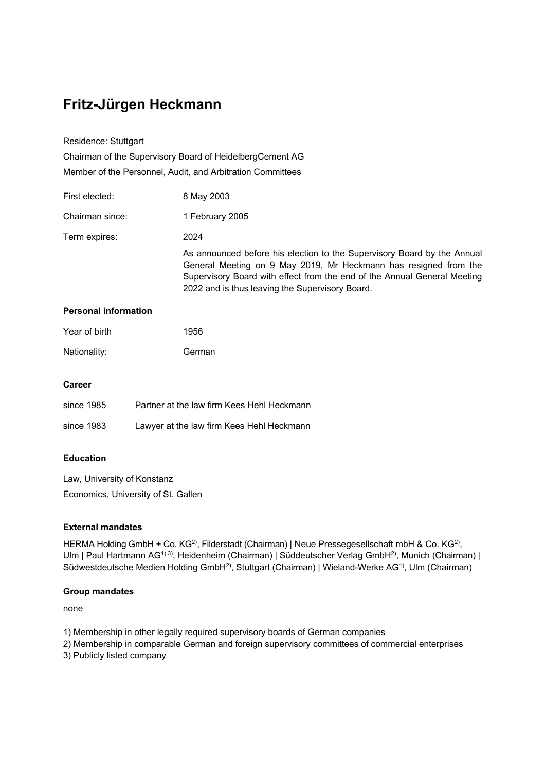# Fritz-Jürgen Heckmann

Residence: Stuttgart

Chairman of the Supervisory Board of HeidelbergCement AG

Member of the Personnel, Audit, and Arbitration Committees

| | |
|---|---|
| First elected: | 8 May 2003 |
| Chairman since: | 1 February 2005 |
| Term expires: | 2024 |
| | As announced before his election to the Supervisory Board by the Annual General Meeting on 9 May 2019, Mr Heckmann has resigned from the Supervisory Board with effect from the end of the Annual General Meeting 2022 and is thus leaving the Supervisory Board. |

### Personal information

| | |
|---|---|
| Year of birth | 1956 |
| Nationality: | German |

### Career

| | |
|---|---|
| since 1985 | Partner at the law firm Kees Hehl Heckmann |
| since 1983 | Lawyer at the law firm Kees Hehl Heckmann |

### Education

Law, University of Konstanz

Economics, University of St. Gallen

### External mandates

HERMA Holding GmbH + Co. KG[2)], Filderstadt (Chairman) | Neue Pressegesellschaft mbH & Co. KG[2)], Ulm | Paul Hartmann AG[1) 3)], Heidenheim (Chairman) | Süddeutscher Verlag GmbH[2)], Munich (Chairman) | Südwestdeutsche Medien Holding GmbH[2)], Stuttgart (Chairman) | Wieland-Werke AG[1)], Ulm (Chairman)

### Group mandates

none

1) Membership in other legally required supervisory boards of German companies
2) Membership in comparable German and foreign supervisory committees of commercial enterprises
3) Publicly listed company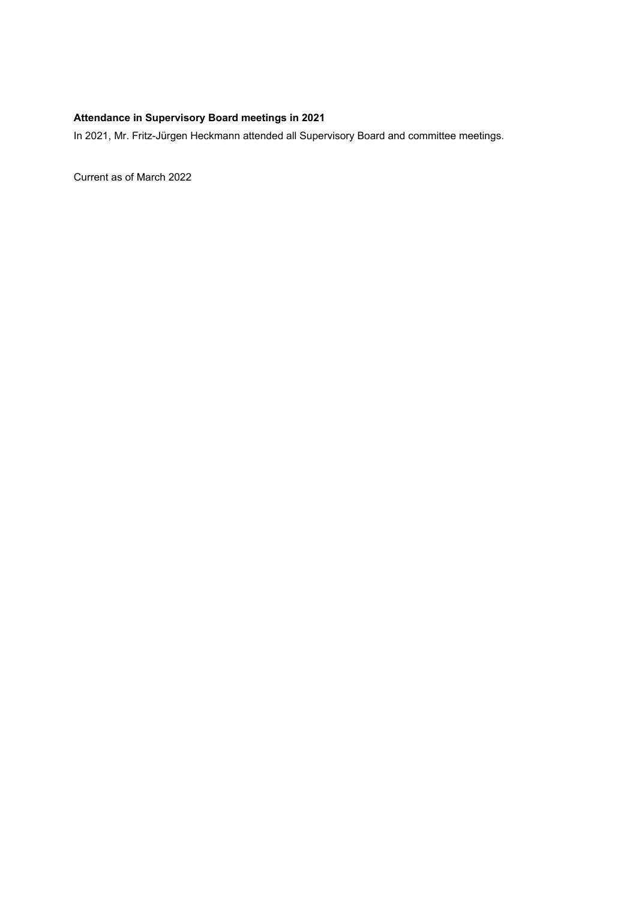**Attendance in Supervisory Board meetings in 2021**

In 2021, Mr. Fritz-Jürgen Heckmann attended all Supervisory Board and committee meetings.

Current as of March 2022